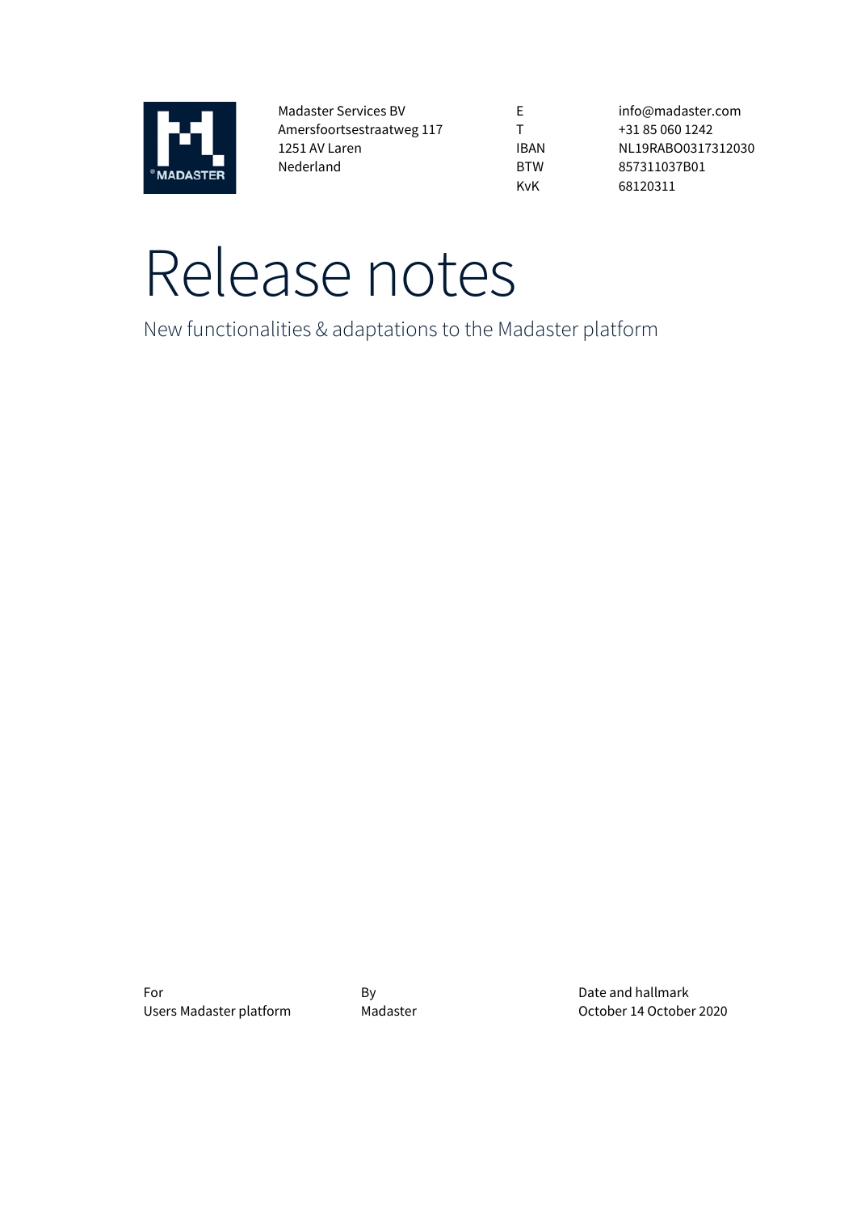Madaster Services BV
Amersfoortsestraatweg 117
1251 AV Laren
Nederland

| | |
|---|---|
| E | info@madaster.com |
| T | +31 85 060 1242 |
| IBAN | NL19RABO0317312030 |
| BTW | 857311037B01 |
| KvK | 68120311 |

# Release notes

New functionalities & adaptations to the Madaster platform

| For | By | Date and hallmark |
|---|---|---|
| Users Madaster platform | Madaster | October 14 October 2020 |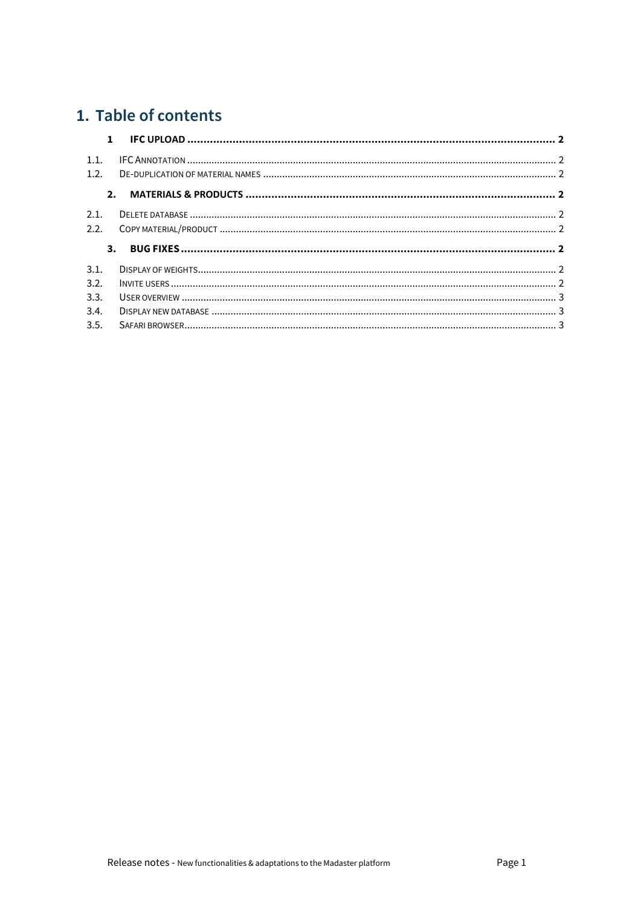# 1. Table of contents

**1 IFC UPLOAD .................................................................................................................. 2**

1.1. IFC ANNOTATION ....................................................................................................................... 2

1.2. DE-DUPLICATION OF MATERIAL NAMES .............................................................................................. 2

**2. MATERIALS & PRODUCTS .............................................................................................. 2**

2.1. DELETE DATABASE ...................................................................................................................... 2

2.2. COPY MATERIAL/PRODUCT ............................................................................................................. 2

**3. BUG FIXES .................................................................................................................. 2**

3.1. DISPLAY OF WEIGHTS..................................................................................................................... 2

3.2. INVITE USERS ............................................................................................................................. 2

3.3. USER OVERVIEW .......................................................................................................................... 3

3.4. DISPLAY NEW DATABASE ................................................................................................................ 3

3.5. SAFARI BROWSER......................................................................................................................... 3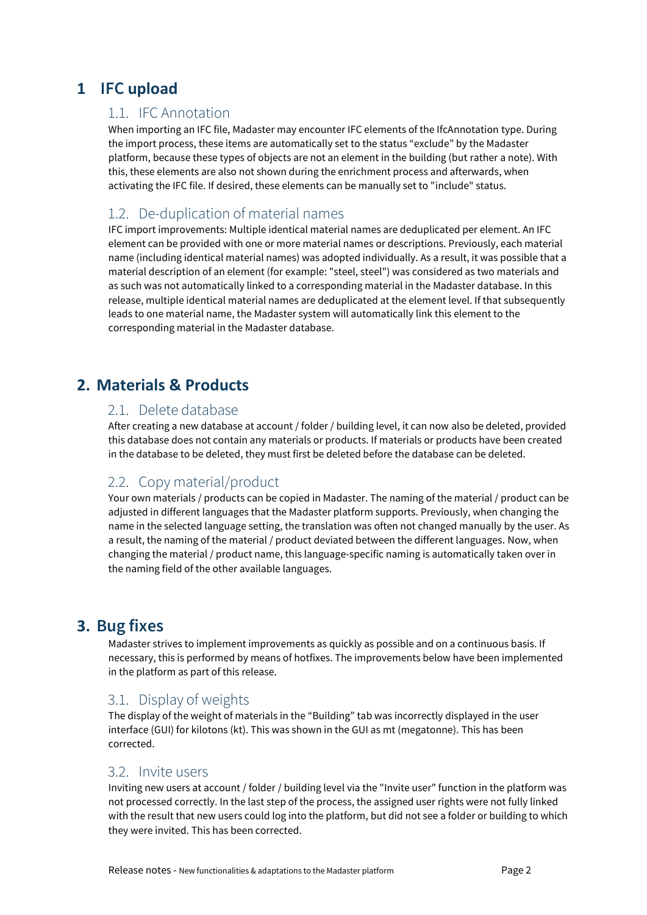# 1 IFC upload

## 1.1. IFC Annotation

When importing an IFC file, Madaster may encounter IFC elements of the IfcAnnotation type. During the import process, these items are automatically set to the status “exclude” by the Madaster platform, because these types of objects are not an element in the building (but rather a note). With this, these elements are also not shown during the enrichment process and afterwards, when activating the IFC file. If desired, these elements can be manually set to "include" status.

## 1.2. De-duplication of material names

IFC import improvements: Multiple identical material names are deduplicated per element. An IFC element can be provided with one or more material names or descriptions. Previously, each material name (including identical material names) was adopted individually. As a result, it was possible that a material description of an element (for example: "steel, steel") was considered as two materials and as such was not automatically linked to a corresponding material in the Madaster database. In this release, multiple identical material names are deduplicated at the element level. If that subsequently leads to one material name, the Madaster system will automatically link this element to the corresponding material in the Madaster database.

# 2. Materials & Products

## 2.1. Delete database

After creating a new database at account / folder / building level, it can now also be deleted, provided this database does not contain any materials or products. If materials or products have been created in the database to be deleted, they must first be deleted before the database can be deleted.

## 2.2. Copy material/product

Your own materials / products can be copied in Madaster. The naming of the material / product can be adjusted in different languages that the Madaster platform supports. Previously, when changing the name in the selected language setting, the translation was often not changed manually by the user. As a result, the naming of the material / product deviated between the different languages. Now, when changing the material / product name, this language-specific naming is automatically taken over in the naming field of the other available languages.

# 3. Bug fixes

Madaster strives to implement improvements as quickly as possible and on a continuous basis. If necessary, this is performed by means of hotfixes. The improvements below have been implemented in the platform as part of this release.

## 3.1. Display of weights

The display of the weight of materials in the “Building” tab was incorrectly displayed in the user interface (GUI) for kilotons (kt). This was shown in the GUI as mt (megatonne). This has been corrected.

## 3.2. Invite users

Inviting new users at account / folder / building level via the "Invite user" function in the platform was not processed correctly. In the last step of the process, the assigned user rights were not fully linked with the result that new users could log into the platform, but did not see a folder or building to which they were invited. This has been corrected.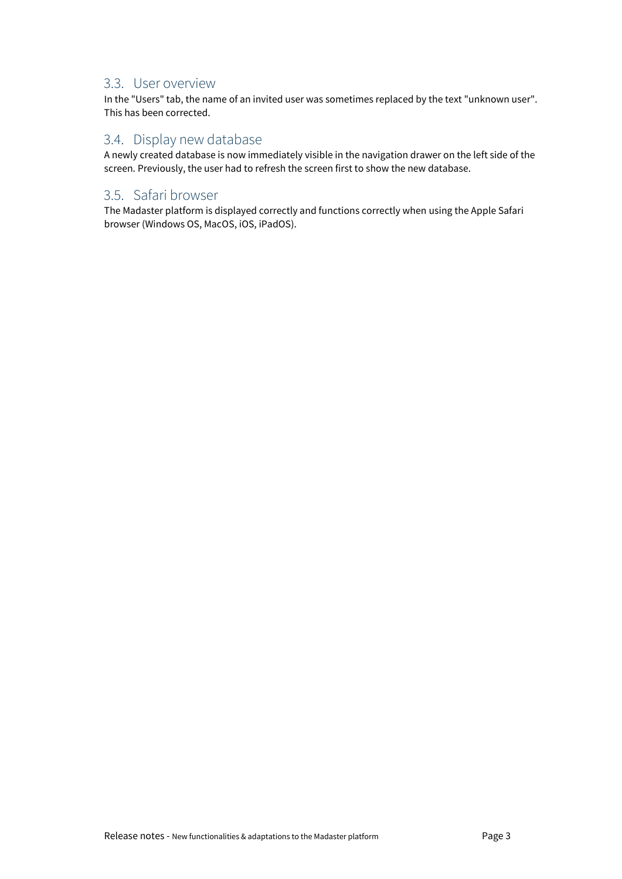## 3.3. User overview

In the "Users" tab, the name of an invited user was sometimes replaced by the text "unknown user". This has been corrected.

## 3.4. Display new database

A newly created database is now immediately visible in the navigation drawer on the left side of the screen. Previously, the user had to refresh the screen first to show the new database.

## 3.5. Safari browser

The Madaster platform is displayed correctly and functions correctly when using the Apple Safari browser (Windows OS, MacOS, iOS, iPadOS).